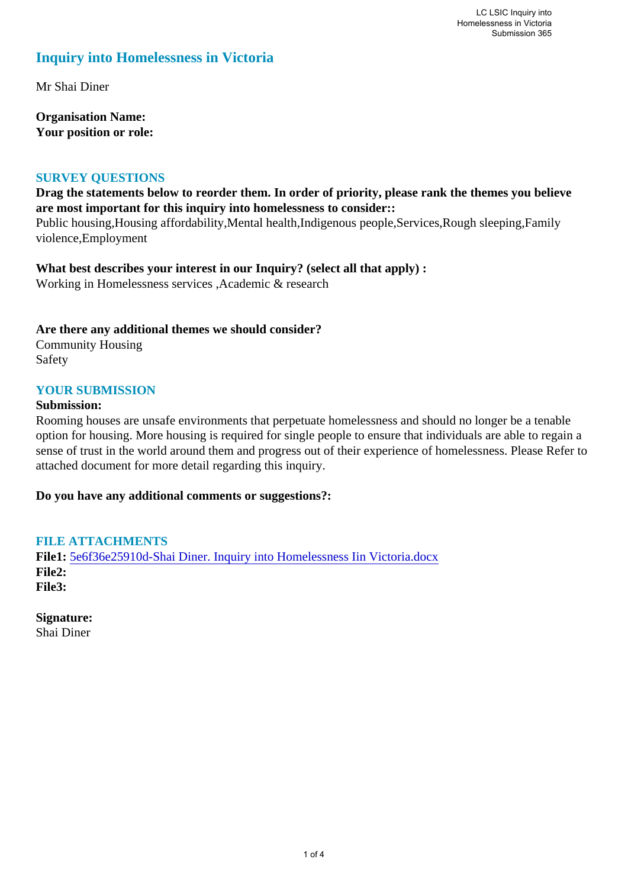# Inquiry into Homelessness in Victoria

Mr Shai Diner

**Organisation Name:**
**Your position or role:**

## SURVEY QUESTIONS

**Drag the statements below to reorder them. In order of priority, please rank the themes you believe are most important for this inquiry into homelessness to consider::**
Public housing,Housing affordability,Mental health,Indigenous people,Services,Rough sleeping,Family violence,Employment

**What best describes your interest in our Inquiry? (select all that apply) :**
Working in Homelessness services ,Academic & research

**Are there any additional themes we should consider?**
Community Housing
Safety

## YOUR SUBMISSION

**Submission:**
Rooming houses are unsafe environments that perpetuate homelessness and should no longer be a tenable option for housing. More housing is required for single people to ensure that individuals are able to regain a sense of trust in the world around them and progress out of their experience of homelessness. Please Refer to attached document for more detail regarding this inquiry.

**Do you have any additional comments or suggestions?:**

## FILE ATTACHMENTS

**File1:** 5e6f36e25910d-Shai Diner. Inquiry into Homelessness Iin Victoria.docx
**File2:**
**File3:**

**Signature:**
Shai Diner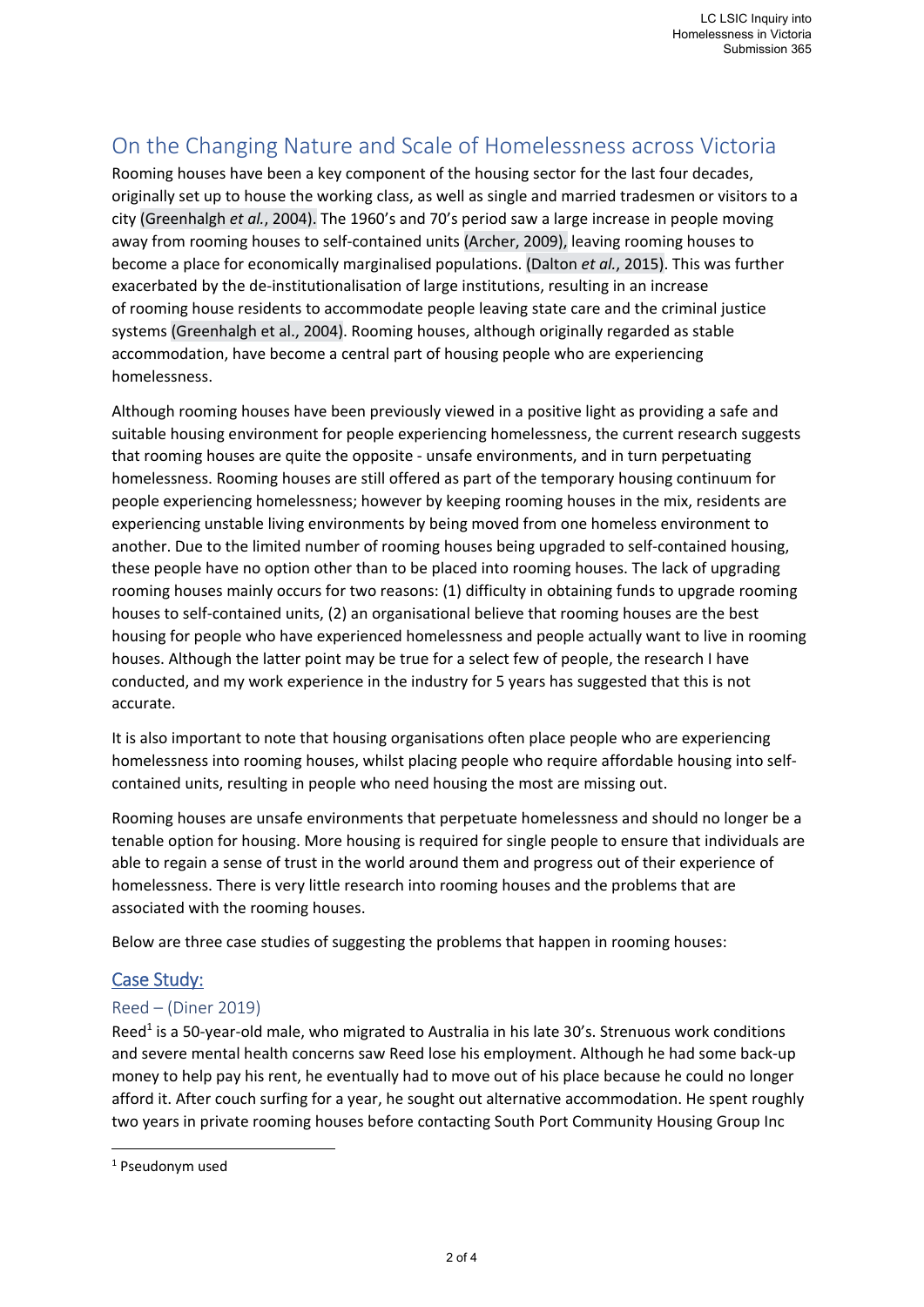## On the Changing Nature and Scale of Homelessness across Victoria

Rooming houses have been a key component of the housing sector for the last four decades, originally set up to house the working class, as well as single and married tradesmen or visitors to a city (Greenhalgh *et al.*, 2004). The 1960's and 70's period saw a large increase in people moving away from rooming houses to self-contained units (Archer, 2009), leaving rooming houses to become a place for economically marginalised populations. (Dalton *et al.*, 2015). This was further exacerbated by the de-institutionalisation of large institutions, resulting in an increase of rooming house residents to accommodate people leaving state care and the criminal justice systems (Greenhalgh et al., 2004). Rooming houses, although originally regarded as stable accommodation, have become a central part of housing people who are experiencing homelessness.

Although rooming houses have been previously viewed in a positive light as providing a safe and suitable housing environment for people experiencing homelessness, the current research suggests that rooming houses are quite the opposite - unsafe environments, and in turn perpetuating homelessness. Rooming houses are still offered as part of the temporary housing continuum for people experiencing homelessness; however by keeping rooming houses in the mix, residents are experiencing unstable living environments by being moved from one homeless environment to another. Due to the limited number of rooming houses being upgraded to self-contained housing, these people have no option other than to be placed into rooming houses. The lack of upgrading rooming houses mainly occurs for two reasons: (1) difficulty in obtaining funds to upgrade rooming houses to self-contained units, (2) an organisational believe that rooming houses are the best housing for people who have experienced homelessness and people actually want to live in rooming houses. Although the latter point may be true for a select few of people, the research I have conducted, and my work experience in the industry for 5 years has suggested that this is not accurate.

It is also important to note that housing organisations often place people who are experiencing homelessness into rooming houses, whilst placing people who require affordable housing into self-contained units, resulting in people who need housing the most are missing out.

Rooming houses are unsafe environments that perpetuate homelessness and should no longer be a tenable option for housing. More housing is required for single people to ensure that individuals are able to regain a sense of trust in the world around them and progress out of their experience of homelessness. There is very little research into rooming houses and the problems that are associated with the rooming houses.

Below are three case studies of suggesting the problems that happen in rooming houses:

### Case Study:

#### Reed – (Diner 2019)

Reed[1] is a 50-year-old male, who migrated to Australia in his late 30's. Strenuous work conditions and severe mental health concerns saw Reed lose his employment. Although he had some back-up money to help pay his rent, he eventually had to move out of his place because he could no longer afford it. After couch surfing for a year, he sought out alternative accommodation. He spent roughly two years in private rooming houses before contacting South Port Community Housing Group Inc

[1] Pseudonym used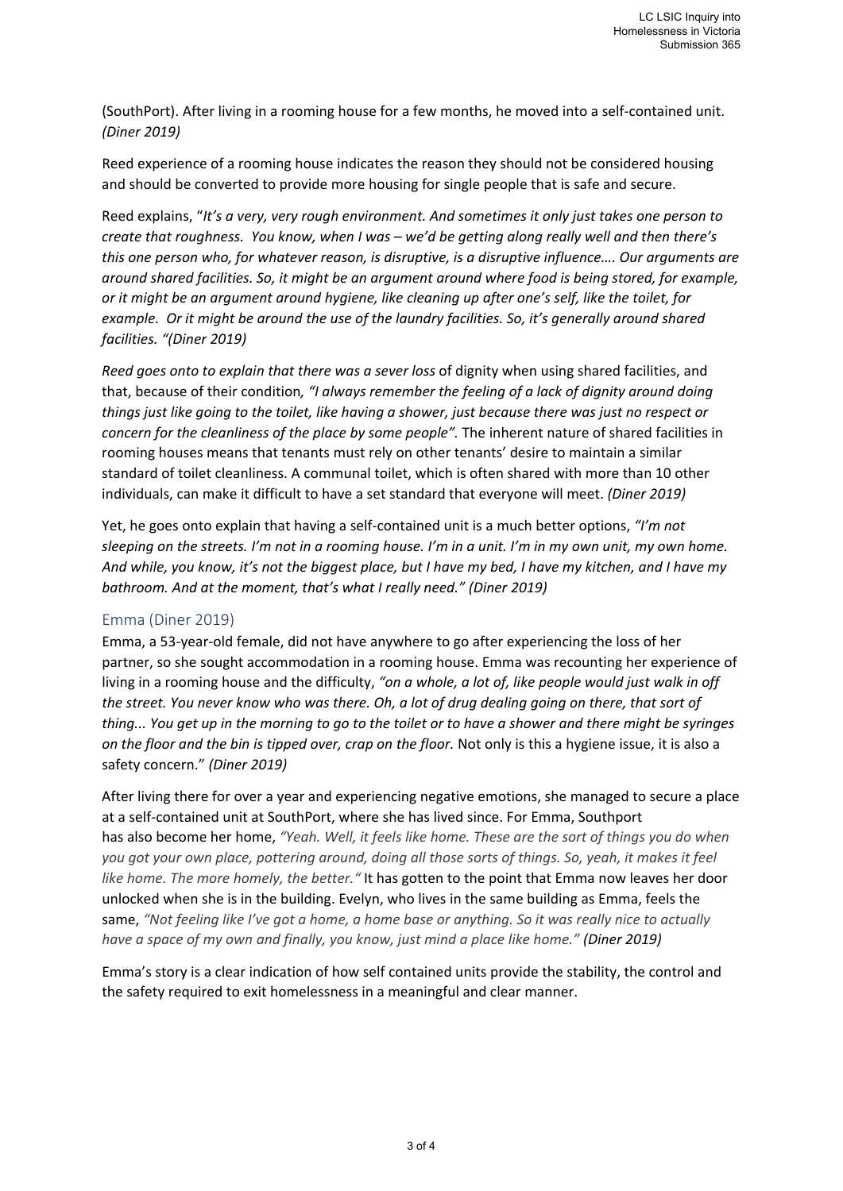(SouthPort). After living in a rooming house for a few months, he moved into a self-contained unit. *(Diner 2019)*

Reed experience of a rooming house indicates the reason they should not be considered housing and should be converted to provide more housing for single people that is safe and secure.

Reed explains, "*It's a very, very rough environment. And sometimes it only just takes one person to create that roughness. You know, when I was – we'd be getting along really well and then there's this one person who, for whatever reason, is disruptive, is a disruptive influence…. Our arguments are around shared facilities. So, it might be an argument around where food is being stored, for example, or it might be an argument around hygiene, like cleaning up after one's self, like the toilet, for example. Or it might be around the use of the laundry facilities. So, it's generally around shared facilities. "(Diner 2019)*

*Reed goes onto to explain that there was a sever loss* of dignity when using shared facilities, and that, because of their condition*, "I always remember the feeling of a lack of dignity around doing things just like going to the toilet, like having a shower, just because there was just no respect or concern for the cleanliness of the place by some people".* The inherent nature of shared facilities in rooming houses means that tenants must rely on other tenants' desire to maintain a similar standard of toilet cleanliness. A communal toilet, which is often shared with more than 10 other individuals, can make it difficult to have a set standard that everyone will meet. *(Diner 2019)*

Yet, he goes onto explain that having a self-contained unit is a much better options, *"I'm not sleeping on the streets. I'm not in a rooming house. I'm in a unit. I'm in my own unit, my own home. And while, you know, it's not the biggest place, but I have my bed, I have my kitchen, and I have my bathroom. And at the moment, that's what I really need." (Diner 2019)*

## Emma (Diner 2019)

Emma, a 53-year-old female, did not have anywhere to go after experiencing the loss of her partner, so she sought accommodation in a rooming house. Emma was recounting her experience of living in a rooming house and the difficulty, *"on a whole, a lot of, like people would just walk in off the street. You never know who was there. Oh, a lot of drug dealing going on there, that sort of thing... You get up in the morning to go to the toilet or to have a shower and there might be syringes on the floor and the bin is tipped over, crap on the floor.* Not only is this a hygiene issue, it is also a safety concern." *(Diner 2019)*

After living there for over a year and experiencing negative emotions, she managed to secure a place at a self-contained unit at SouthPort, where she has lived since. For Emma, Southport has also become her home, *"Yeah. Well, it feels like home. These are the sort of things you do when you got your own place, pottering around, doing all those sorts of things. So, yeah, it makes it feel like home. The more homely, the better."* It has gotten to the point that Emma now leaves her door unlocked when she is in the building. Evelyn, who lives in the same building as Emma, feels the same, *"Not feeling like I've got a home, a home base or anything. So it was really nice to actually have a space of my own and finally, you know, just mind a place like home." **(Diner 2019)***

Emma's story is a clear indication of how self contained units provide the stability, the control and the safety required to exit homelessness in a meaningful and clear manner.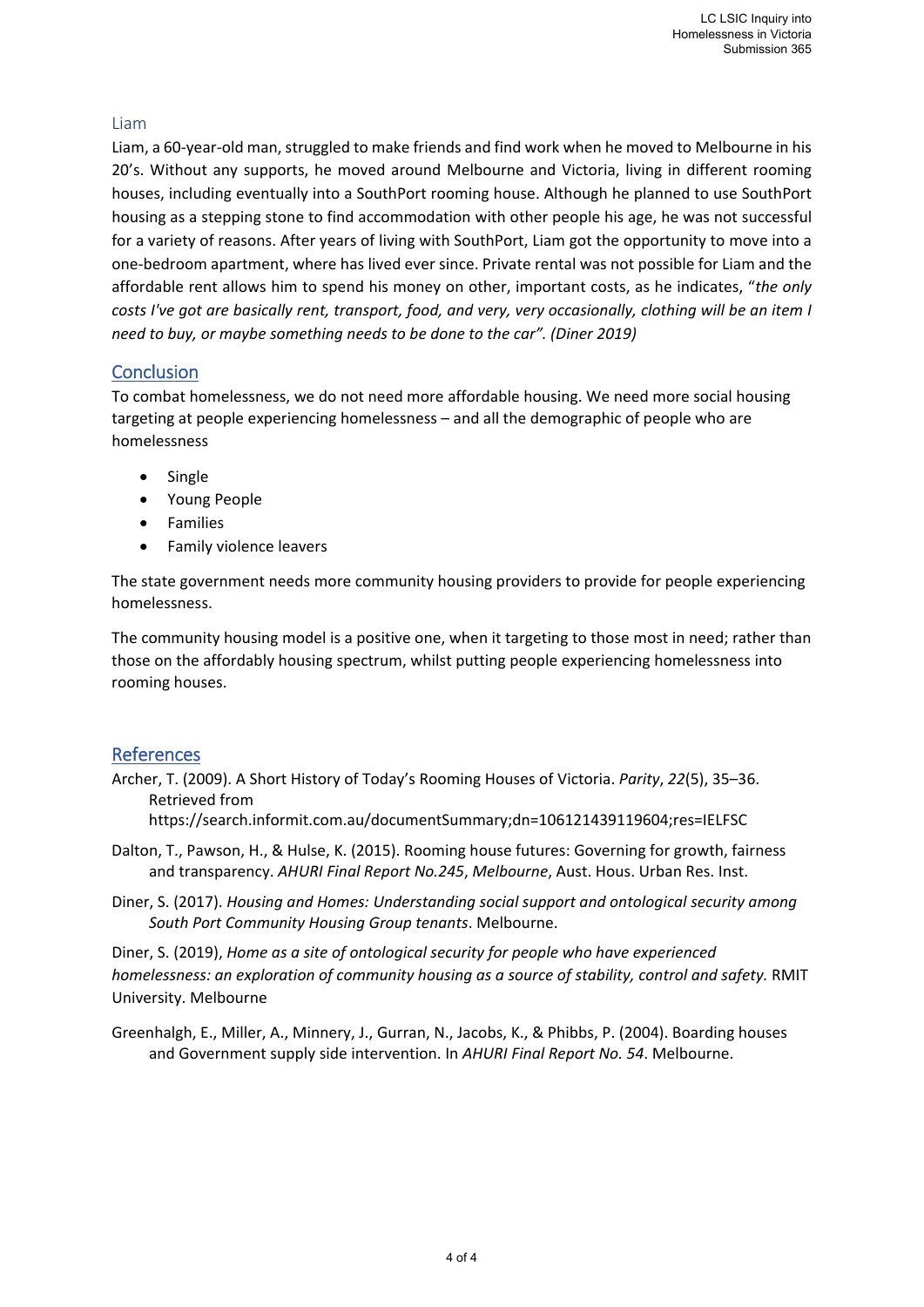### Liam

Liam, a 60-year-old man, struggled to make friends and find work when he moved to Melbourne in his 20's. Without any supports, he moved around Melbourne and Victoria, living in different rooming houses, including eventually into a SouthPort rooming house. Although he planned to use SouthPort housing as a stepping stone to find accommodation with other people his age, he was not successful for a variety of reasons. After years of living with SouthPort, Liam got the opportunity to move into a one-bedroom apartment, where has lived ever since. Private rental was not possible for Liam and the affordable rent allows him to spend his money on other, important costs, as he indicates, "*the only costs I've got are basically rent, transport, food, and very, very occasionally, clothing will be an item I need to buy, or maybe something needs to be done to the car". (Diner 2019)*

## Conclusion

To combat homelessness, we do not need more affordable housing. We need more social housing targeting at people experiencing homelessness – and all the demographic of people who are homelessness

- Single
- Young People
- Families
- Family violence leavers

The state government needs more community housing providers to provide for people experiencing homelessness.

The community housing model is a positive one, when it targeting to those most in need; rather than those on the affordably housing spectrum, whilst putting people experiencing homelessness into rooming houses.

## References

Archer, T. (2009). A Short History of Today's Rooming Houses of Victoria. *Parity*, *22*(5), 35–36. Retrieved from https://search.informit.com.au/documentSummary;dn=106121439119604;res=IELFSC

Dalton, T., Pawson, H., & Hulse, K. (2015). Rooming house futures: Governing for growth, fairness and transparency. *AHURI Final Report No.245*, *Melbourne*, Aust. Hous. Urban Res. Inst.

Diner, S. (2017). *Housing and Homes: Understanding social support and ontological security among South Port Community Housing Group tenants*. Melbourne.

Diner, S. (2019), *Home as a site of ontological security for people who have experienced homelessness: an exploration of community housing as a source of stability, control and safety.* RMIT University. Melbourne

Greenhalgh, E., Miller, A., Minnery, J., Gurran, N., Jacobs, K., & Phibbs, P. (2004). Boarding houses and Government supply side intervention. In *AHURI Final Report No. 54*. Melbourne.